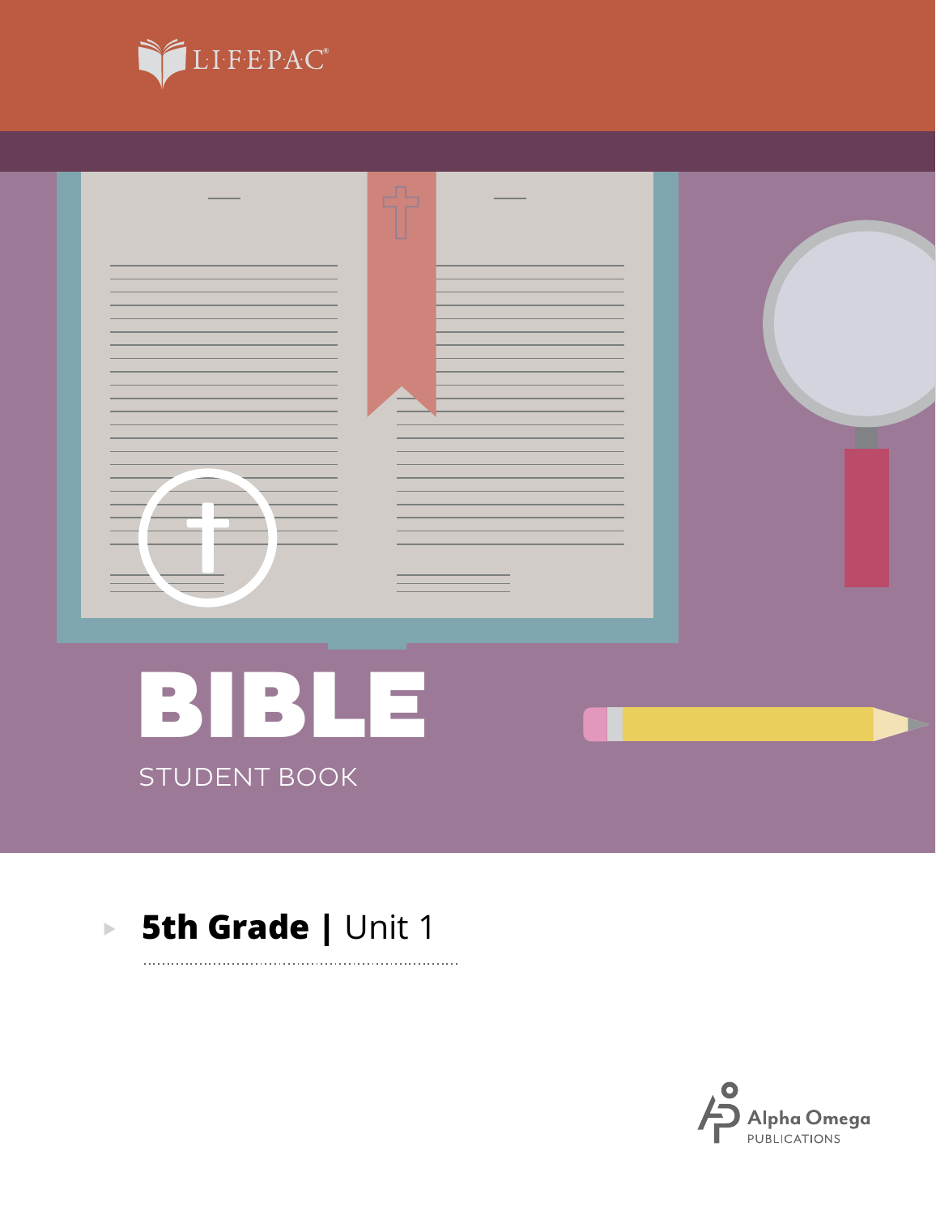LIFEPAC®

# BIBLE

STUDENT BOOK

**5th Grade | Unit 1**

Alpha Omega PUBLICATIONS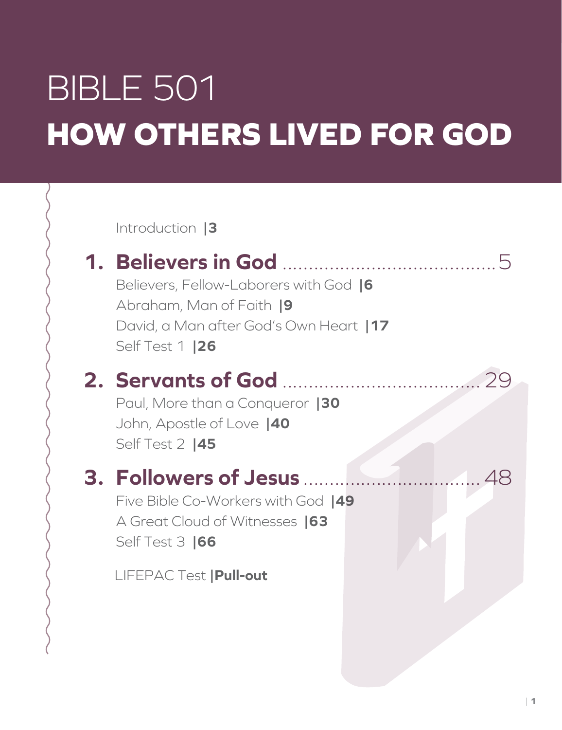# BIBLE 501

# HOW OTHERS LIVED FOR GOD

Introduction |3

## 1. Believers in God ........................................ 5

Believers, Fellow-Laborers with God |6

Abraham, Man of Faith |9

David, a Man after God's Own Heart |17

Self Test 1 |26

## 2. Servants of God ........................................ 29

Paul, More than a Conqueror |30

John, Apostle of Love |40

Self Test 2 |45

## 3. Followers of Jesus ........................................ 48

Five Bible Co-Workers with God |49

A Great Cloud of Witnesses |63

Self Test 3 |66

LIFEPAC Test |**Pull-out**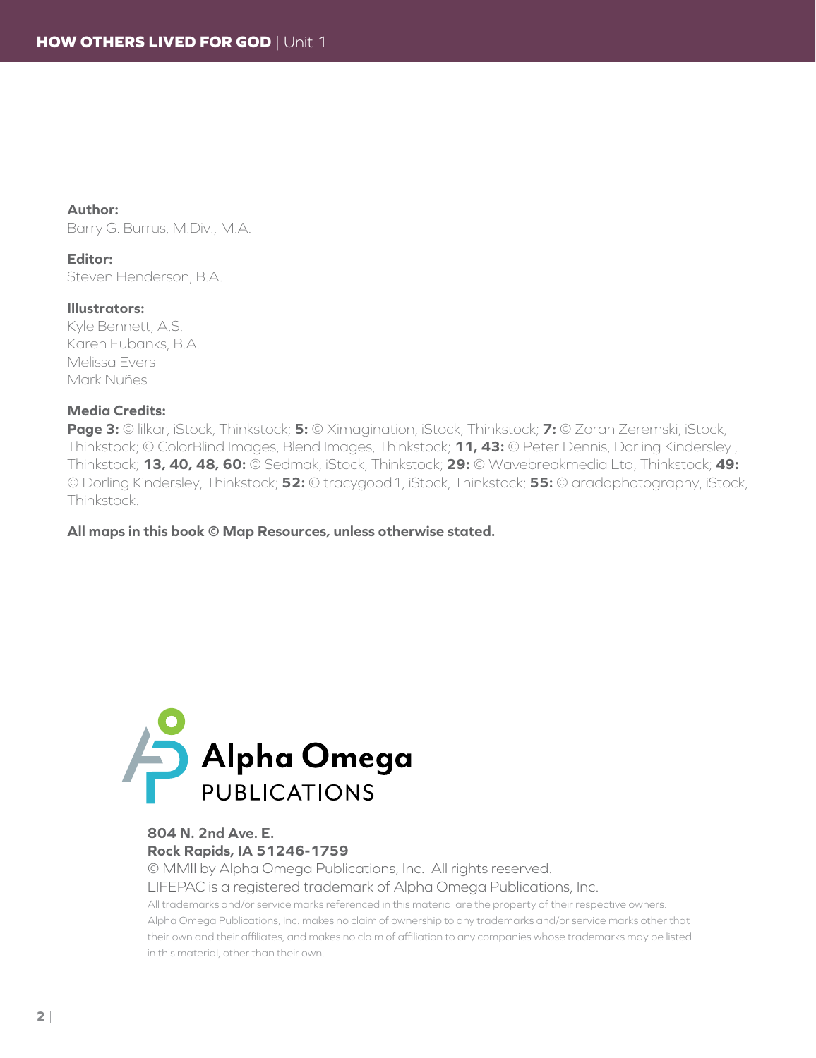**Author:**
Barry G. Burrus, M.Div., M.A.

**Editor:**
Steven Henderson, B.A.

**Illustrators:**
Kyle Bennett, A.S.
Karen Eubanks, B.A.
Melissa Evers
Mark Nuñes

**Media Credits:**
**Page 3:** © lilkar, iStock, Thinkstock; **5:** © Ximagination, iStock, Thinkstock; **7:** © Zoran Zeremski, iStock, Thinkstock; © ColorBlind Images, Blend Images, Thinkstock; **11, 43:** © Peter Dennis, Dorling Kindersley , Thinkstock; **13, 40, 48, 60:** © Sedmak, iStock, Thinkstock; **29:** © Wavebreakmedia Ltd, Thinkstock; **49:** © Dorling Kindersley, Thinkstock; **52:** © tracygood1, iStock, Thinkstock; **55:** © aradaphotography, iStock, Thinkstock.

**All maps in this book © Map Resources, unless otherwise stated.**

Alpha Omega
PUBLICATIONS

**804 N. 2nd Ave. E.**
**Rock Rapids, IA 51246-1759**
© MMII by Alpha Omega Publications, Inc. All rights reserved.
LIFEPAC is a registered trademark of Alpha Omega Publications, Inc.

All trademarks and/or service marks referenced in this material are the property of their respective owners. Alpha Omega Publications, Inc. makes no claim of ownership to any trademarks and/or service marks other that their own and their affiliates, and makes no claim of affiliation to any companies whose trademarks may be listed in this material, other than their own.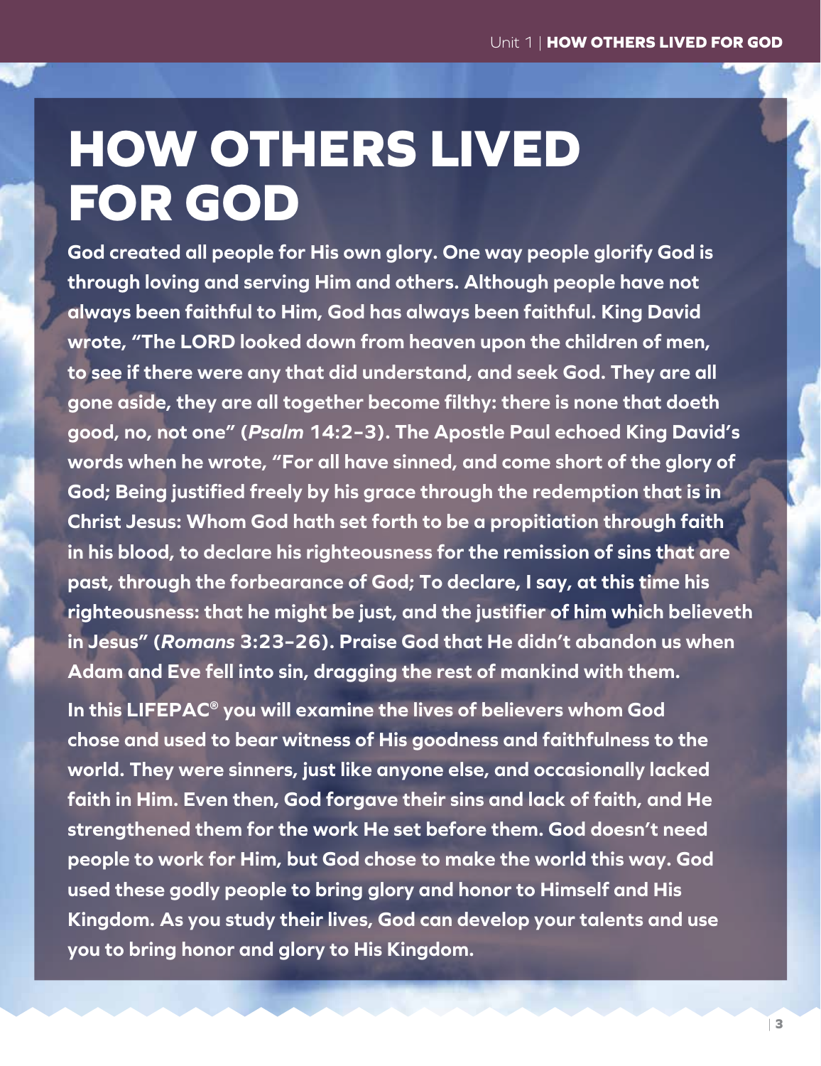# HOW OTHERS LIVED FOR GOD

**God created all people for His own glory. One way people glorify God is through loving and serving Him and others. Although people have not always been faithful to Him, God has always been faithful. King David wrote, "The LORD looked down from heaven upon the children of men, to see if there were any that did understand, and seek God. They are all gone aside, they are all together become filthy: there is none that doeth good, no, not one" (*Psalm* 14:2–3). The Apostle Paul echoed King David's words when he wrote, "For all have sinned, and come short of the glory of God; Being justified freely by his grace through the redemption that is in Christ Jesus: Whom God hath set forth to be a propitiation through faith in his blood, to declare his righteousness for the remission of sins that are past, through the forbearance of God; To declare, I say, at this time his righteousness: that he might be just, and the justifier of him which believeth in Jesus" (*Romans* 3:23–26). Praise God that He didn't abandon us when Adam and Eve fell into sin, dragging the rest of mankind with them.**

**In this LIFEPAC® you will examine the lives of believers whom God chose and used to bear witness of His goodness and faithfulness to the world. They were sinners, just like anyone else, and occasionally lacked faith in Him. Even then, God forgave their sins and lack of faith, and He strengthened them for the work He set before them. God doesn't need people to work for Him, but God chose to make the world this way. God used these godly people to bring glory and honor to Himself and His Kingdom. As you study their lives, God can develop your talents and use you to bring honor and glory to His Kingdom.**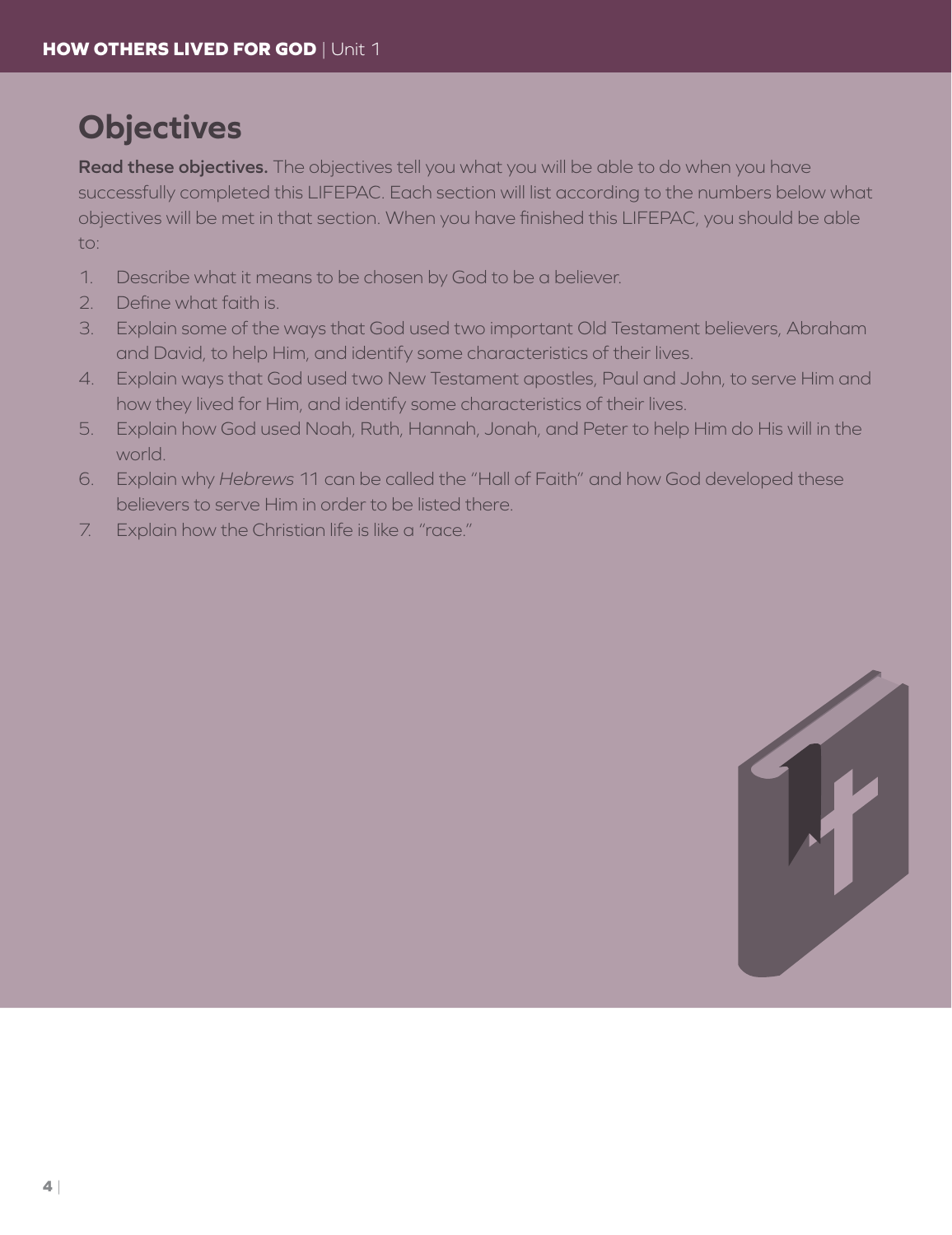# Objectives

**Read these objectives.** The objectives tell you what you will be able to do when you have successfully completed this LIFEPAC. Each section will list according to the numbers below what objectives will be met in that section. When you have finished this LIFEPAC, you should be able to:

1. Describe what it means to be chosen by God to be a believer.
2. Define what faith is.
3. Explain some of the ways that God used two important Old Testament believers, Abraham and David, to help Him, and identify some characteristics of their lives.
4. Explain ways that God used two New Testament apostles, Paul and John, to serve Him and how they lived for Him, and identify some characteristics of their lives.
5. Explain how God used Noah, Ruth, Hannah, Jonah, and Peter to help Him do His will in the world.
6. Explain why *Hebrews* 11 can be called the "Hall of Faith" and how God developed these believers to serve Him in order to be listed there.
7. Explain how the Christian life is like a "race."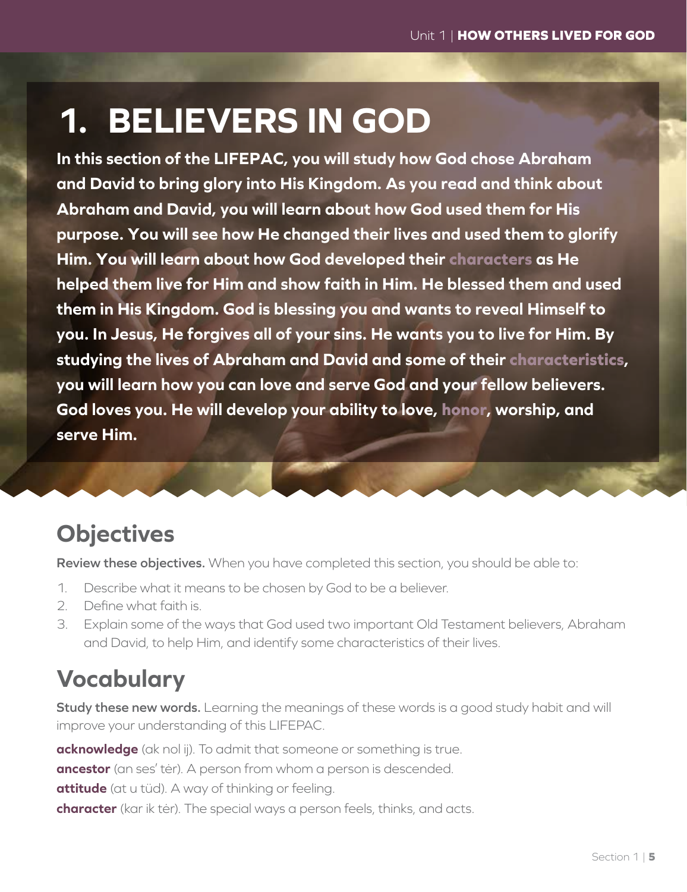# 1. BELIEVERS IN GOD

**In this section of the LIFEPAC, you will study how God chose Abraham and David to bring glory into His Kingdom. As you read and think about Abraham and David, you will learn about how God used them for His purpose. You will see how He changed their lives and used them to glorify Him. You will learn about how God developed their characters as He helped them live for Him and show faith in Him. He blessed them and used them in His Kingdom. God is blessing you and wants to reveal Himself to you. In Jesus, He forgives all of your sins. He wants you to live for Him. By studying the lives of Abraham and David and some of their characteristics, you will learn how you can love and serve God and your fellow believers. God loves you. He will develop your ability to love, honor, worship, and serve Him.**

## Objectives

**Review these objectives.** When you have completed this section, you should be able to:

1. Describe what it means to be chosen by God to be a believer.
2. Define what faith is.
3. Explain some of the ways that God used two important Old Testament believers, Abraham and David, to help Him, and identify some characteristics of their lives.

## Vocabulary

**Study these new words.** Learning the meanings of these words is a good study habit and will improve your understanding of this LIFEPAC.

**acknowledge** (ak nol ij). To admit that someone or something is true.

**ancestor** (an ses' tėr). A person from whom a person is descended.

**attitude** (at u tüd). A way of thinking or feeling.

**character** (kar ik tėr). The special ways a person feels, thinks, and acts.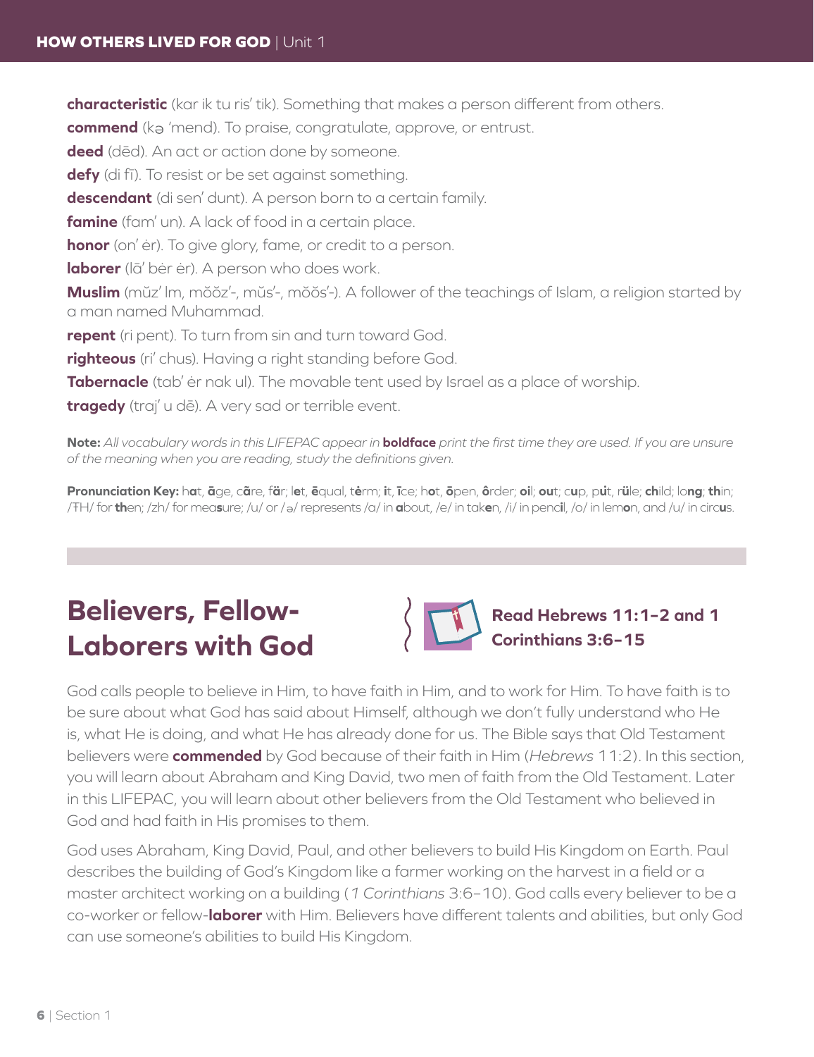**characteristic** (kar ik tu ris′ tik). Something that makes a person different from others.

**commend** (kə ′mend). To praise, congratulate, approve, or entrust.

**deed** (dēd). An act or action done by someone.

**defy** (di fī). To resist or be set against something.

**descendant** (di sen′ dunt). A person born to a certain family.

**famine** (fam′ un). A lack of food in a certain place.

**honor** (on′ ėr). To give glory, fame, or credit to a person.

**laborer** (lā′ bėr ėr). A person who does work.

**Muslim** (mŭz′ lm, mŏŏz′-, mŭs′-, mŏŏs′-). A follower of the teachings of Islam, a religion started by a man named Muhammad.

**repent** (ri pent). To turn from sin and turn toward God.

**righteous** (rī′ chus). Having a right standing before God.

**Tabernacle** (tab′ ėr nak ul). The movable tent used by Israel as a place of worship.

**tragedy** (traj′ u dē). A very sad or terrible event.

**Note:** *All vocabulary words in this LIFEPAC appear in* **boldface** *print the first time they are used. If you are unsure of the meaning when you are reading, study the definitions given.*

**Pronunciation Key:** h**a**t, **ā**ge, c**ã**re, f**ä**r; l**e**t, **ē**qual, t**ė**rm; **i**t, **ī**ce; h**o**t, **ō**pen, **ô**rder; **oi**l; **ou**t; c**u**p, p**ů**t, r**ü**le; **ch**ild; lo**ng**; **th**in; /ŦH/ for **th**en; /zh/ for mea**s**ure; /u/ or /ə/ represents /a/ in **a**bout, /e/ in tak**e**n, /i/ in penc**i**l, /o/ in lem**o**n, and /u/ in circ**u**s.

## Believers, Fellow-Laborers with God

**Read Hebrews 11:1–2 and 1 Corinthians 3:6–15**

God calls people to believe in Him, to have faith in Him, and to work for Him. To have faith is to be sure about what God has said about Himself, although we don't fully understand who He is, what He is doing, and what He has already done for us. The Bible says that Old Testament believers were **commended** by God because of their faith in Him (*Hebrews* 11:2). In this section, you will learn about Abraham and King David, two men of faith from the Old Testament. Later in this LIFEPAC, you will learn about other believers from the Old Testament who believed in God and had faith in His promises to them.

God uses Abraham, King David, Paul, and other believers to build His Kingdom on Earth. Paul describes the building of God's Kingdom like a farmer working on the harvest in a field or a master architect working on a building (*1 Corinthians* 3:6–10). God calls every believer to be a co-worker or fellow-**laborer** with Him. Believers have different talents and abilities, but only God can use someone's abilities to build His Kingdom.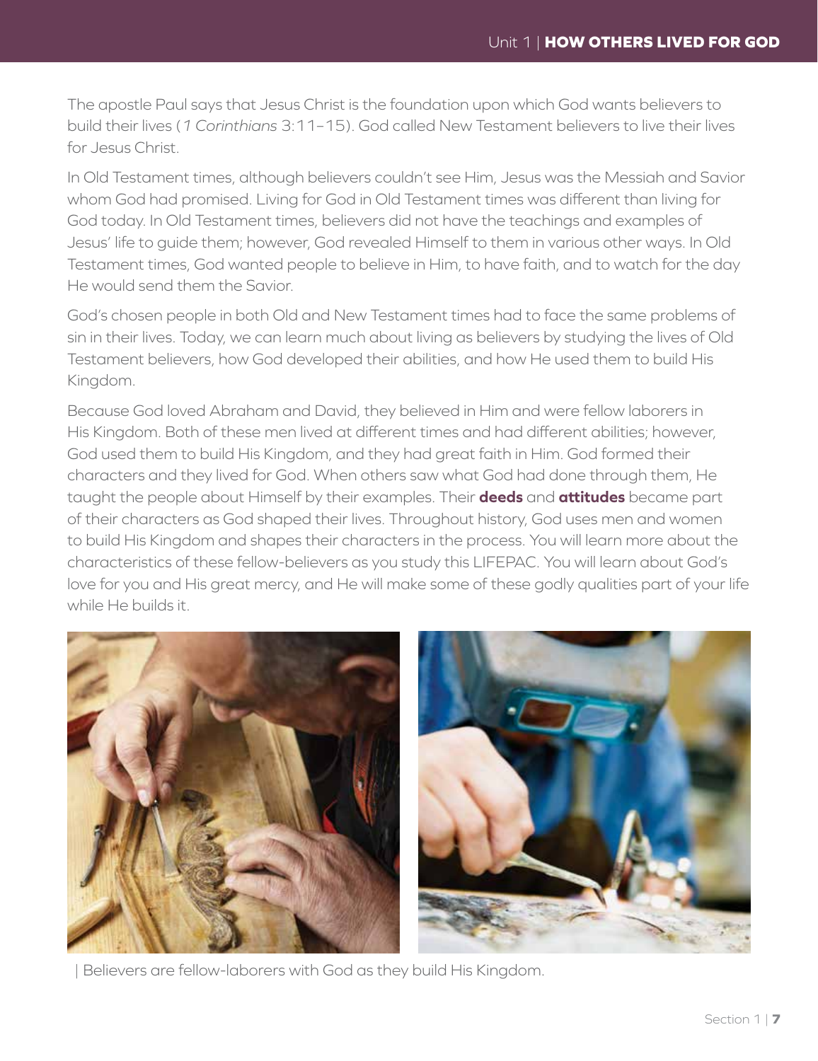The apostle Paul says that Jesus Christ is the foundation upon which God wants believers to build their lives (*1 Corinthians* 3:11–15). God called New Testament believers to live their lives for Jesus Christ.

In Old Testament times, although believers couldn't see Him, Jesus was the Messiah and Savior whom God had promised. Living for God in Old Testament times was different than living for God today. In Old Testament times, believers did not have the teachings and examples of Jesus' life to guide them; however, God revealed Himself to them in various other ways. In Old Testament times, God wanted people to believe in Him, to have faith, and to watch for the day He would send them the Savior.

God's chosen people in both Old and New Testament times had to face the same problems of sin in their lives. Today, we can learn much about living as believers by studying the lives of Old Testament believers, how God developed their abilities, and how He used them to build His Kingdom.

Because God loved Abraham and David, they believed in Him and were fellow laborers in His Kingdom. Both of these men lived at different times and had different abilities; however, God used them to build His Kingdom, and they had great faith in Him. God formed their characters and they lived for God. When others saw what God had done through them, He taught the people about Himself by their examples. Their **deeds** and **attitudes** became part of their characters as God shaped their lives. Throughout history, God uses men and women to build His Kingdom and shapes their characters in the process. You will learn more about the characteristics of these fellow-believers as you study this LIFEPAC. You will learn about God's love for you and His great mercy, and He will make some of these godly qualities part of your life while He builds it.

| Believers are fellow-laborers with God as they build His Kingdom.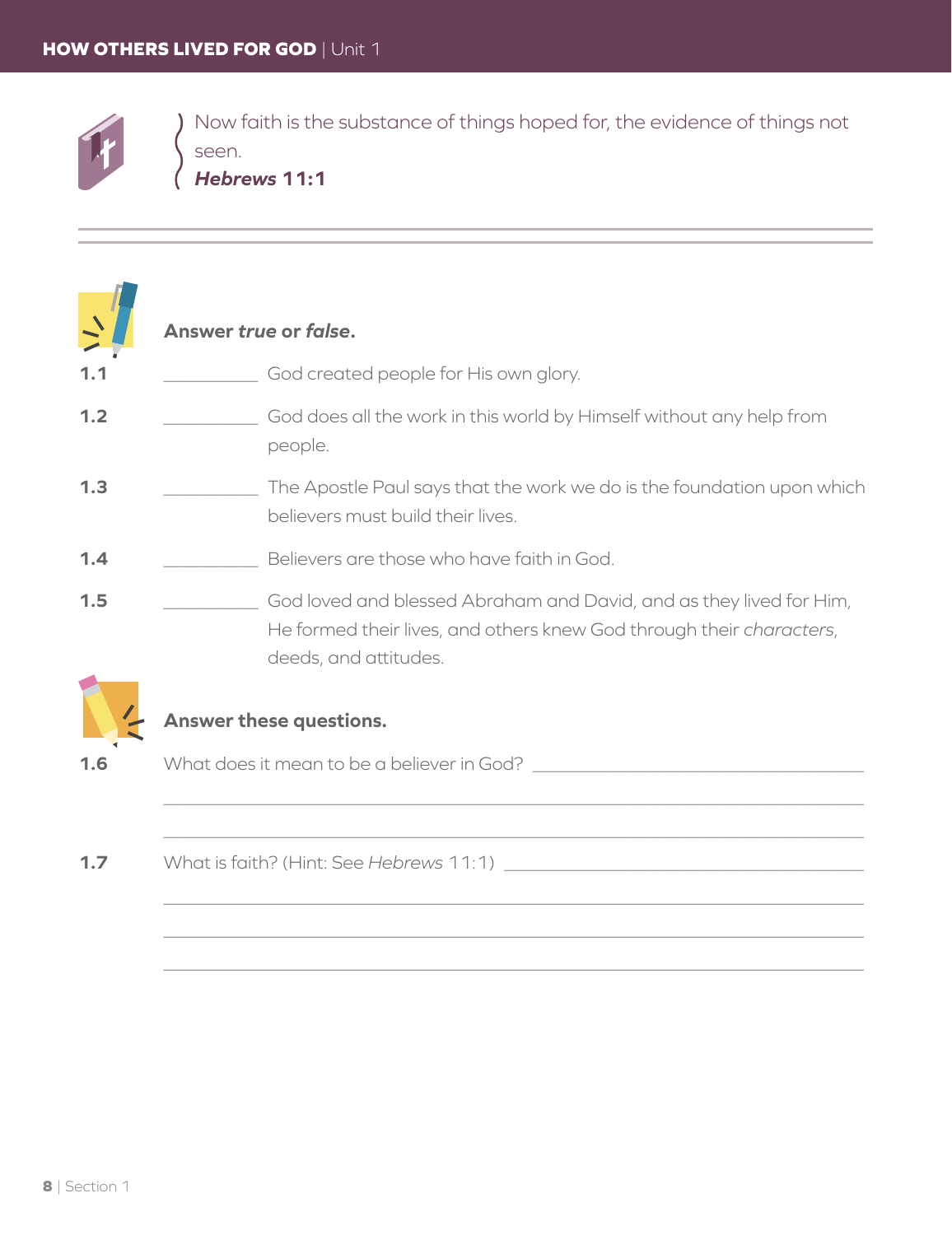> Now faith is the substance of things hoped for, the evidence of things not seen.
> ***Hebrews* 11:1**

**Answer *true* or *false*.**

**1.1** __________ God created people for His own glory.

**1.2** __________ God does all the work in this world by Himself without any help from people.

**1.3** __________ The Apostle Paul says that the work we do is the foundation upon which believers must build their lives.

**1.4** __________ Believers are those who have faith in God.

**1.5** __________ God loved and blessed Abraham and David, and as they lived for Him, He formed their lives, and others knew God through their *characters*, deeds, and attitudes.

**Answer these questions.**

**1.6** What does it mean to be a believer in God? ____________________________________

__________________________________________________________________________

__________________________________________________________________________

**1.7** What is faith? (Hint: See *Hebrews* 11:1) ____________________________________

__________________________________________________________________________

__________________________________________________________________________

__________________________________________________________________________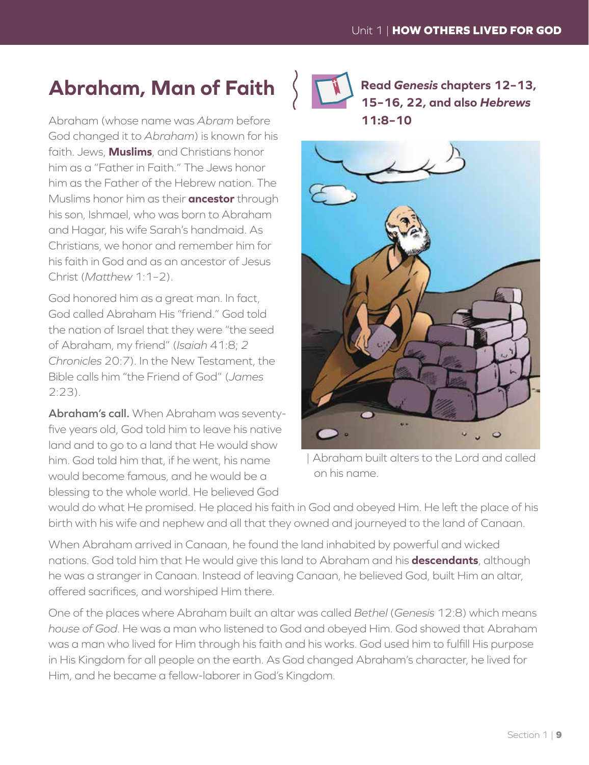## Abraham, Man of Faith

**Read *Genesis* chapters 12–13, 15–16, 22, and also *Hebrews* 11:8–10**

Abraham (whose name was *Abram* before God changed it to *Abraham*) is known for his faith. Jews, **Muslims**, and Christians honor him as a "Father in Faith." The Jews honor him as the Father of the Hebrew nation. The Muslims honor him as their **ancestor** through his son, Ishmael, who was born to Abraham and Hagar, his wife Sarah's handmaid. As Christians, we honor and remember him for his faith in God and as an ancestor of Jesus Christ (*Matthew* 1:1–2).

God honored him as a great man. In fact, God called Abraham His "friend." God told the nation of Israel that they were "the seed of Abraham, my friend" (*Isaiah* 41:8; *2 Chronicles* 20:7). In the New Testament, the Bible calls him "the Friend of God" (*James* 2:23).

| Abraham built alters to the Lord and called on his name.

**Abraham's call.** When Abraham was seventy-five years old, God told him to leave his native land and to go to a land that He would show him. God told him that, if he went, his name would become famous, and he would be a blessing to the whole world. He believed God would do what He promised. He placed his faith in God and obeyed Him. He left the place of his birth with his wife and nephew and all that they owned and journeyed to the land of Canaan.

When Abraham arrived in Canaan, he found the land inhabited by powerful and wicked nations. God told him that He would give this land to Abraham and his **descendants**, although he was a stranger in Canaan. Instead of leaving Canaan, he believed God, built Him an altar, offered sacrifices, and worshiped Him there.

One of the places where Abraham built an altar was called *Bethel* (*Genesis* 12:8) which means *house of God*. He was a man who listened to God and obeyed Him. God showed that Abraham was a man who lived for Him through his faith and his works. God used him to fulfill His purpose in His Kingdom for all people on the earth. As God changed Abraham's character, he lived for Him, and he became a fellow-laborer in God's Kingdom.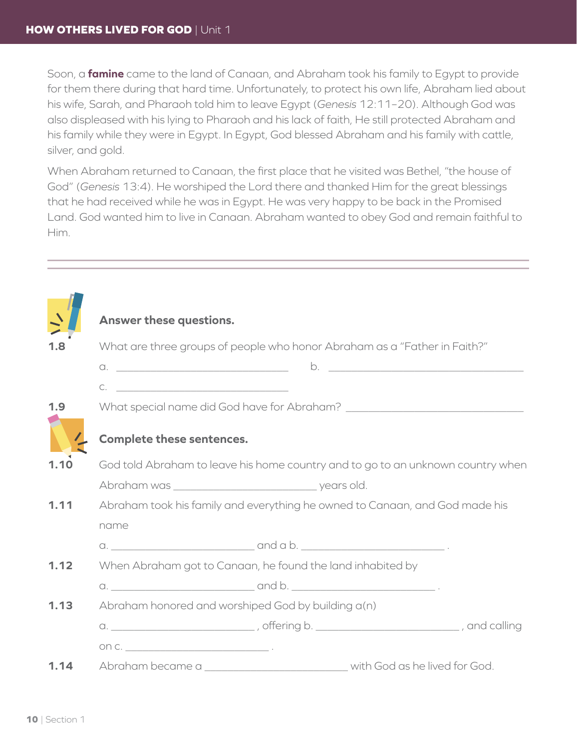Soon, a **famine** came to the land of Canaan, and Abraham took his family to Egypt to provide for them there during that hard time. Unfortunately, to protect his own life, Abraham lied about his wife, Sarah, and Pharaoh told him to leave Egypt (*Genesis* 12:11–20). Although God was also displeased with his lying to Pharaoh and his lack of faith, He still protected Abraham and his family while they were in Egypt. In Egypt, God blessed Abraham and his family with cattle, silver, and gold.

When Abraham returned to Canaan, the first place that he visited was Bethel, "the house of God" (*Genesis* 13:4). He worshiped the Lord there and thanked Him for the great blessings that he had received while he was in Egypt. He was very happy to be back in the Promised Land. God wanted him to live in Canaan. Abraham wanted to obey God and remain faithful to Him.

---

**Answer these questions.**

**1.8** What are three groups of people who honor Abraham as a "Father in Faith?"

a. ______________________________ b. ______________________________

c. ______________________________

**1.9** What special name did God have for Abraham? ______________________________

**Complete these sentences.**

**1.10** God told Abraham to leave his home country and to go to an unknown country when Abraham was ______________________ years old.

**1.11** Abraham took his family and everything he owned to Canaan, and God made his name

a. ______________________ and a b. ______________________ .

**1.12** When Abraham got to Canaan, he found the land inhabited by

a. ______________________ and b. ______________________ .

**1.13** Abraham honored and worshiped God by building a(n)

a. ______________________ , offering b. ______________________ , and calling on c. ______________________ .

**1.14** Abraham became a ______________________ with God as he lived for God.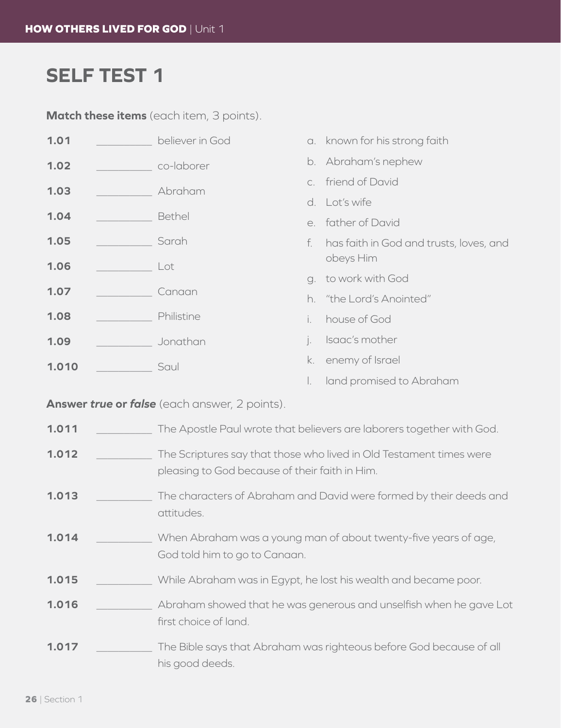# SELF TEST 1

**Match these items** (each item, 3 points).

1.01 __________ believer in God

1.02 __________ co-laborer

1.03 __________ Abraham

1.04 __________ Bethel

1.05 __________ Sarah

1.06 __________ Lot

1.07 __________ Canaan

1.08 __________ Philistine

1.09 __________ Jonathan

1.010 __________ Saul

a. known for his strong faith

b. Abraham's nephew

c. friend of David

d. Lot's wife

e. father of David

f. has faith in God and trusts, loves, and obeys Him

g. to work with God

h. "the Lord's Anointed"

i. house of God

j. Isaac's mother

k. enemy of Israel

l. land promised to Abraham

**Answer *true* or *false*** (each answer, 2 points).

1.011 __________ The Apostle Paul wrote that believers are laborers together with God.

1.012 __________ The Scriptures say that those who lived in Old Testament times were pleasing to God because of their faith in Him.

1.013 __________ The characters of Abraham and David were formed by their deeds and attitudes.

1.014 __________ When Abraham was a young man of about twenty-five years of age, God told him to go to Canaan.

1.015 __________ While Abraham was in Egypt, he lost his wealth and became poor.

1.016 __________ Abraham showed that he was generous and unselfish when he gave Lot first choice of land.

1.017 __________ The Bible says that Abraham was righteous before God because of all his good deeds.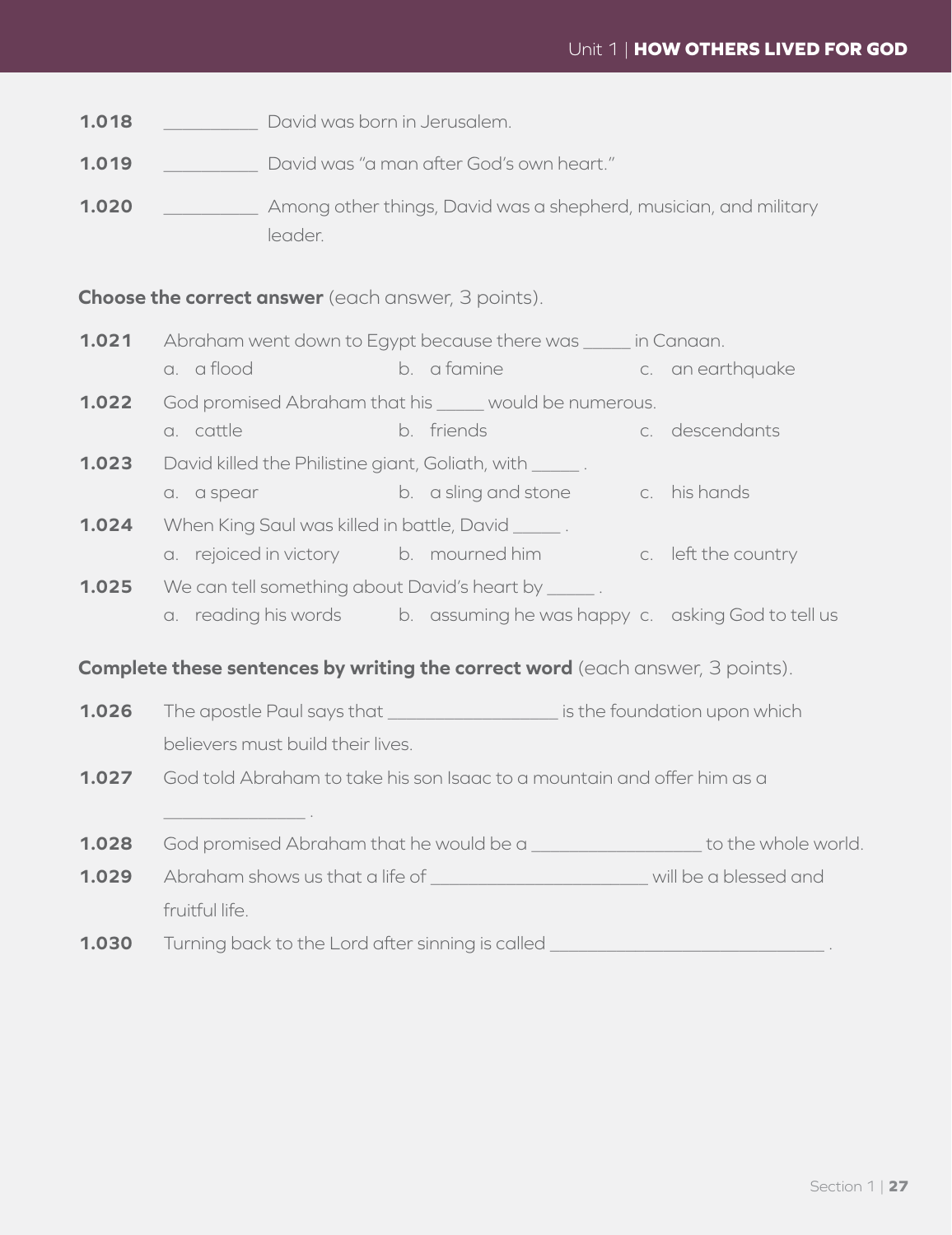**1.018** __________ David was born in Jerusalem.

**1.019** __________ David was "a man after God's own heart."

**1.020** __________ Among other things, David was a shepherd, musician, and military leader.

**Choose the correct answer** (each answer, 3 points).

**1.021** Abraham went down to Egypt because there was _____ in Canaan.
a. a flood b. a famine c. an earthquake

**1.022** God promised Abraham that his _____ would be numerous.
a. cattle b. friends c. descendants

**1.023** David killed the Philistine giant, Goliath, with _____ .
a. a spear b. a sling and stone c. his hands

**1.024** When King Saul was killed in battle, David _____ .
a. rejoiced in victory b. mourned him c. left the country

**1.025** We can tell something about David's heart by _____ .
a. reading his words b. assuming he was happy c. asking God to tell us

**Complete these sentences by writing the correct word** (each answer, 3 points).

**1.026** The apostle Paul says that _________________ is the foundation upon which believers must build their lives.

**1.027** God told Abraham to take his son Isaac to a mountain and offer him as a _______________ .

**1.028** God promised Abraham that he would be a _________________ to the whole world.

**1.029** Abraham shows us that a life of ______________________ will be a blessed and fruitful life.

**1.030** Turning back to the Lord after sinning is called ____________________________ .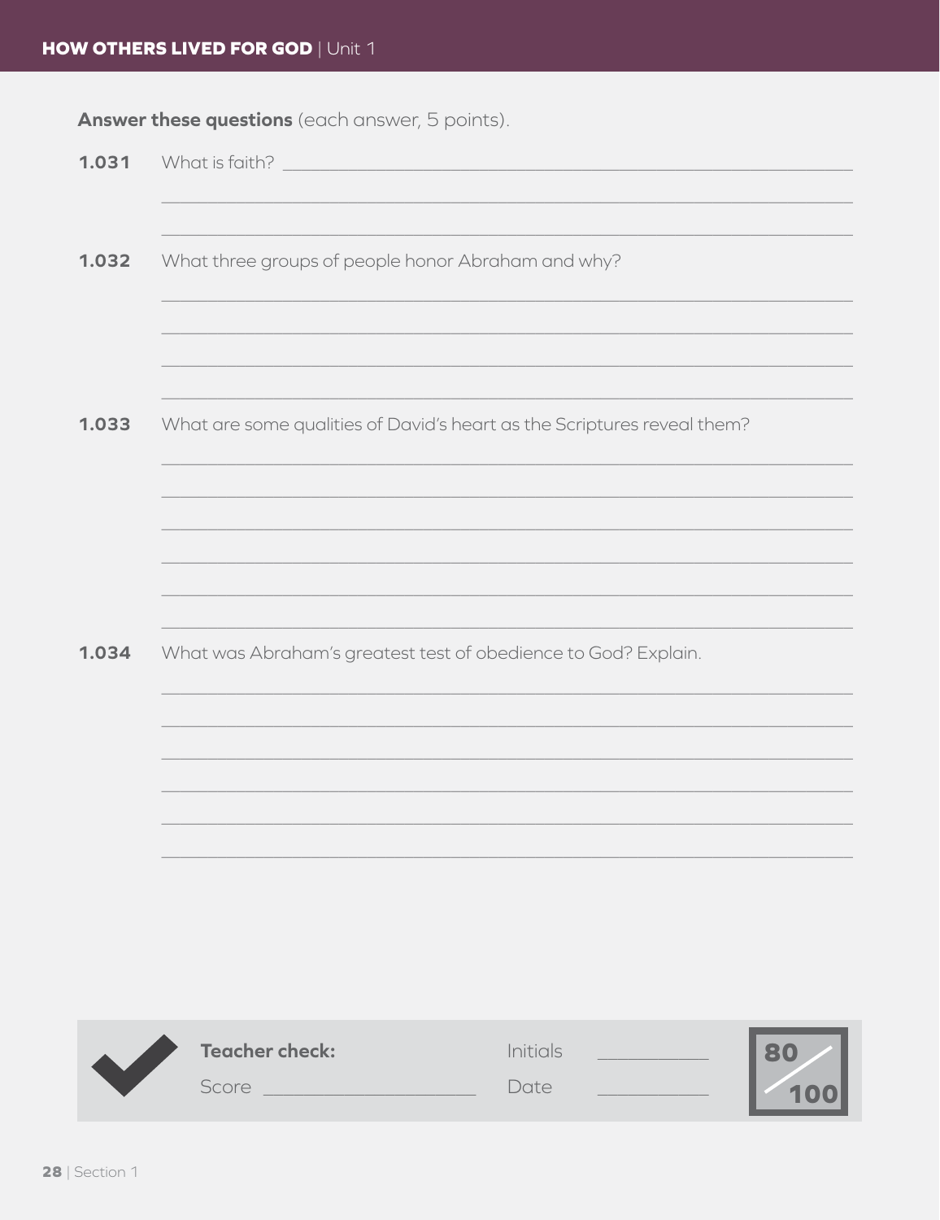**Answer these questions** (each answer, 5 points).

**1.031** What is faith? ____________________________________________

______________________________________________________

______________________________________________________

**1.032** What three groups of people honor Abraham and why?

______________________________________________________

______________________________________________________

______________________________________________________

______________________________________________________

**1.033** What are some qualities of David's heart as the Scriptures reveal them?

______________________________________________________

______________________________________________________

______________________________________________________

______________________________________________________

______________________________________________________

______________________________________________________

**1.034** What was Abraham's greatest test of obedience to God? Explain.

______________________________________________________

______________________________________________________

______________________________________________________

______________________________________________________

______________________________________________________

______________________________________________________

**Teacher check:** Initials ____________

Score ____________________ Date ____________

80/100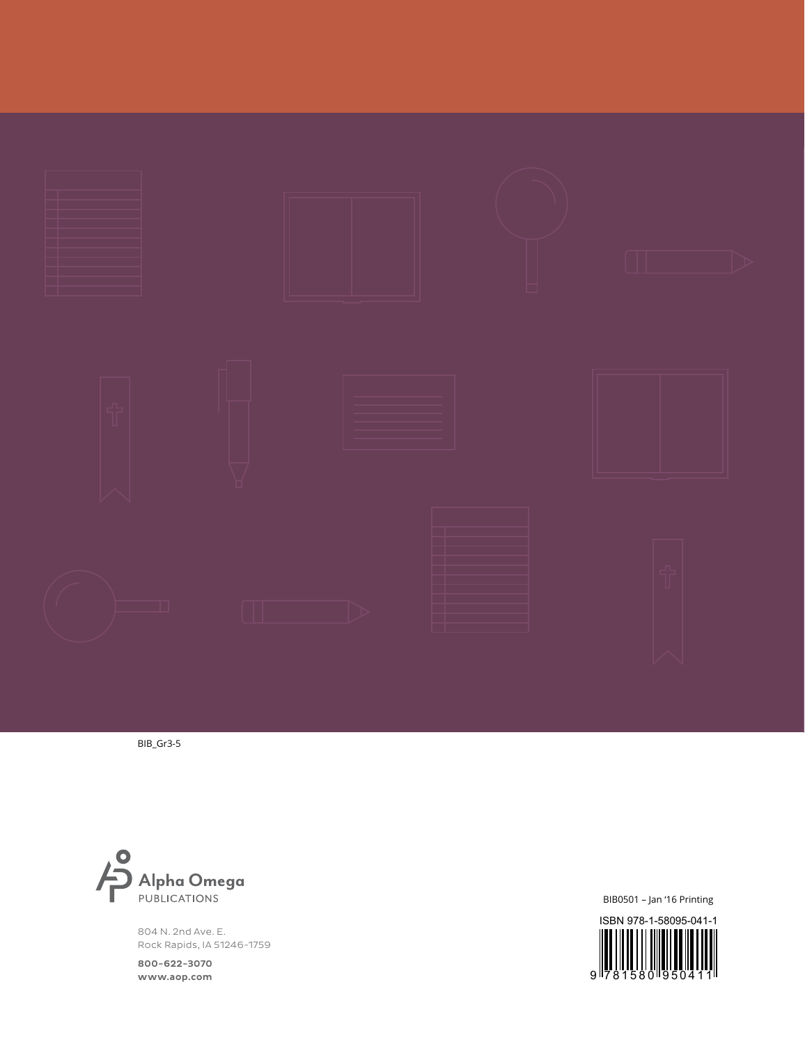BIB_Gr3-5

Alpha Omega
PUBLICATIONS

804 N. 2nd Ave. E.
Rock Rapids, IA 51246-1759

**800-622-3070**
**www.aop.com**

BIB0501 – Jan '16 Printing

ISBN 978-1-58095-041-1

9 781580 950411